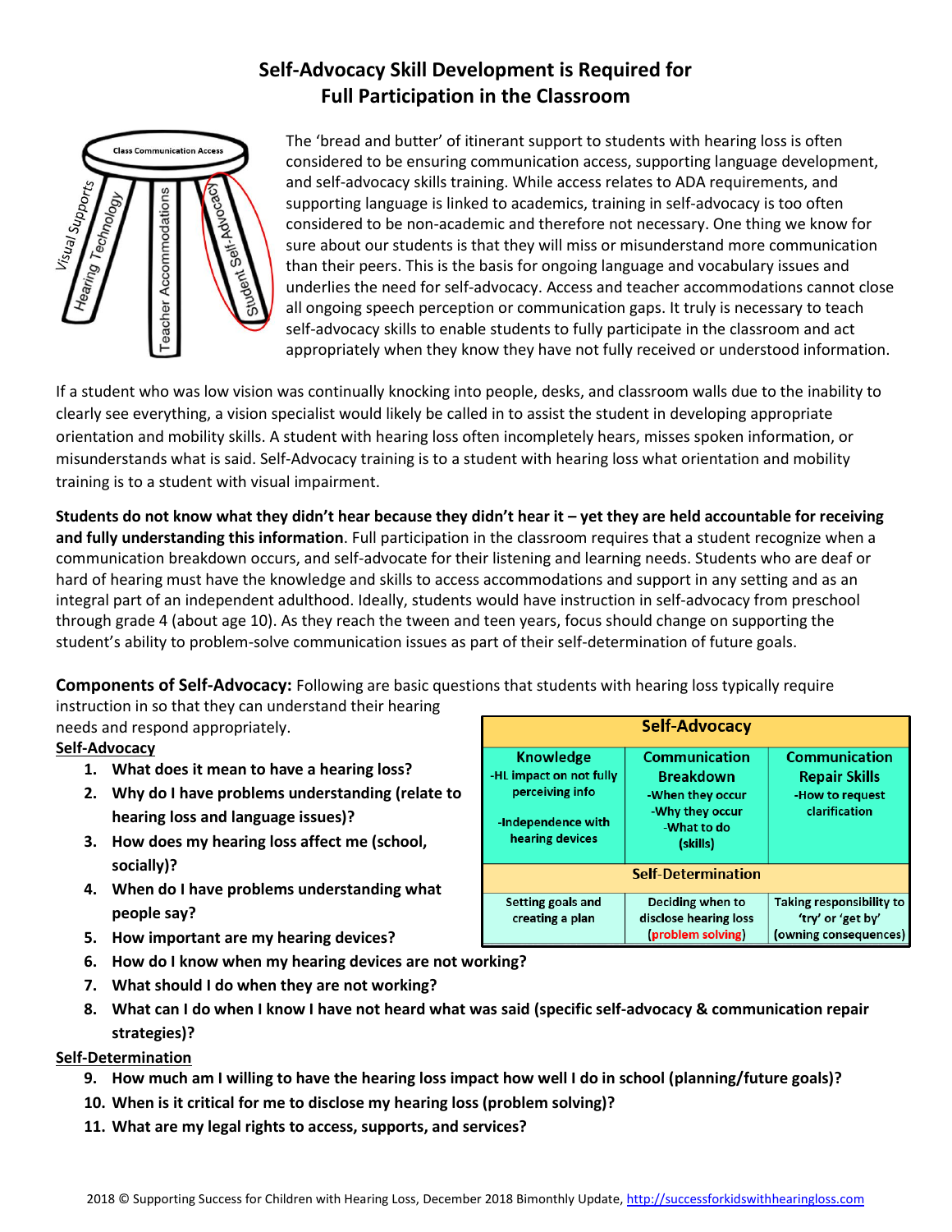# Self-Advocacy Skill Development is Required for Full Participation in the Classroom

The 'bread and butter' of itinerant support to students with hearing loss is often considered to be ensuring communication access, supporting language development, and self-advocacy skills training. While access relates to ADA requirements, and supporting language is linked to academics, training in self-advocacy is too often considered to be non-academic and therefore not necessary. One thing we know for sure about our students is that they will miss or misunderstand more communication than their peers. This is the basis for ongoing language and vocabulary issues and underlies the need for self-advocacy. Access and teacher accommodations cannot close all ongoing speech perception or communication gaps. It truly is necessary to teach self-advocacy skills to enable students to fully participate in the classroom and act appropriately when they know they have not fully received or understood information.

If a student who was low vision was continually knocking into people, desks, and classroom walls due to the inability to clearly see everything, a vision specialist would likely be called in to assist the student in developing appropriate orientation and mobility skills. A student with hearing loss often incompletely hears, misses spoken information, or misunderstands what is said. Self-Advocacy training is to a student with hearing loss what orientation and mobility training is to a student with visual impairment.

**Students do not know what they didn't hear because they didn't hear it – yet they are held accountable for receiving and fully understanding this information**. Full participation in the classroom requires that a student recognize when a communication breakdown occurs, and self-advocate for their listening and learning needs. Students who are deaf or hard of hearing must have the knowledge and skills to access accommodations and support in any setting and as an integral part of an independent adulthood. Ideally, students would have instruction in self-advocacy from preschool through grade 4 (about age 10). As they reach the tween and teen years, focus should change on supporting the student's ability to problem-solve communication issues as part of their self-determination of future goals.

**Components of Self-Advocacy:** Following are basic questions that students with hearing loss typically require instruction in so that they can understand their hearing needs and respond appropriately.

| Self-Advocacy | | |
|---|---|---|
| **Knowledge**<br>-HL impact on not fully perceiving info<br>-Independence with hearing devices | **Communication Breakdown**<br>-When they occur<br>-Why they occur<br>-What to do (skills) | **Communication Repair Skills**<br>-How to request clarification |
| **Self-Determination** | | |
| Setting goals and creating a plan | Deciding when to disclose hearing loss (problem solving) | Taking responsibility to 'try' or 'get by' (owning consequences) |

<u>Self-Advocacy</u>

1. **What does it mean to have a hearing loss?**
2. **Why do I have problems understanding (relate to hearing loss and language issues)?**
3. **How does my hearing loss affect me (school, socially)?**
4. **When do I have problems understanding what people say?**
5. **How important are my hearing devices?**
6. **How do I know when my hearing devices are not working?**
7. **What should I do when they are not working?**
8. **What can I do when I know I have not heard what was said (specific self-advocacy & communication repair strategies)?**

<u>Self-Determination</u>

9. **How much am I willing to have the hearing loss impact how well I do in school (planning/future goals)?**
10. **When is it critical for me to disclose my hearing loss (problem solving)?**
11. **What are my legal rights to access, supports, and services?**

2018 © Supporting Success for Children with Hearing Loss, December 2018 Bimonthly Update, http://successforkidswithhearingloss.com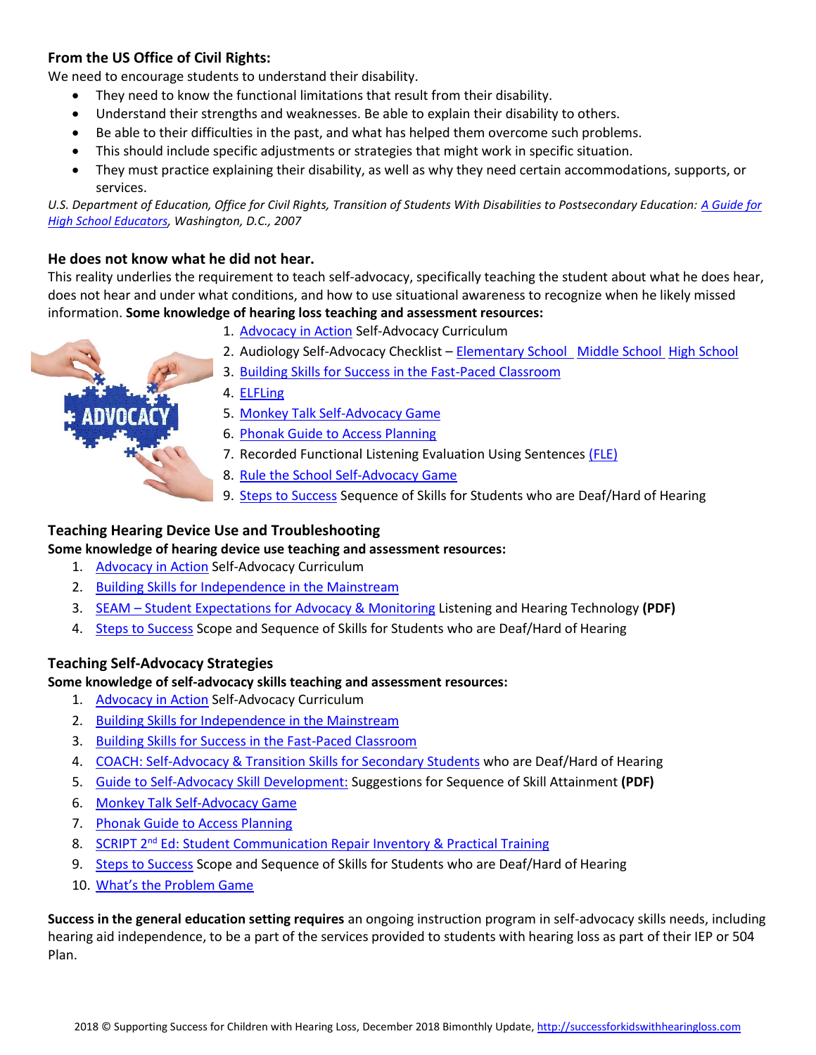## From the US Office of Civil Rights:

We need to encourage students to understand their disability.

- They need to know the functional limitations that result from their disability.
- Understand their strengths and weaknesses. Be able to explain their disability to others.
- Be able to their difficulties in the past, and what has helped them overcome such problems.
- This should include specific adjustments or strategies that might work in specific situation.
- They must practice explaining their disability, as well as why they need certain accommodations, supports, or services.

*U.S. Department of Education, Office for Civil Rights, Transition of Students With Disabilities to Postsecondary Education: A Guide for High School Educators, Washington, D.C., 2007*

## He does not know what he did not hear.

This reality underlies the requirement to teach self-advocacy, specifically teaching the student about what he does hear, does not hear and under what conditions, and how to use situational awareness to recognize when he likely missed information. **Some knowledge of hearing loss teaching and assessment resources:**

1. Advocacy in Action Self-Advocacy Curriculum
2. Audiology Self-Advocacy Checklist – Elementary School Middle School High School
3. Building Skills for Success in the Fast-Paced Classroom
4. ELFLing
5. Monkey Talk Self-Advocacy Game
6. Phonak Guide to Access Planning
7. Recorded Functional Listening Evaluation Using Sentences (FLE)
8. Rule the School Self-Advocacy Game
9. Steps to Success Sequence of Skills for Students who are Deaf/Hard of Hearing

## Teaching Hearing Device Use and Troubleshooting

**Some knowledge of hearing device use teaching and assessment resources:**

1. Advocacy in Action Self-Advocacy Curriculum
2. Building Skills for Independence in the Mainstream
3. SEAM – Student Expectations for Advocacy & Monitoring Listening and Hearing Technology **(PDF)**
4. Steps to Success Scope and Sequence of Skills for Students who are Deaf/Hard of Hearing

## Teaching Self-Advocacy Strategies

**Some knowledge of self-advocacy skills teaching and assessment resources:**

1. Advocacy in Action Self-Advocacy Curriculum
2. Building Skills for Independence in the Mainstream
3. Building Skills for Success in the Fast-Paced Classroom
4. COACH: Self-Advocacy & Transition Skills for Secondary Students who are Deaf/Hard of Hearing
5. Guide to Self-Advocacy Skill Development: Suggestions for Sequence of Skill Attainment **(PDF)**
6. Monkey Talk Self-Advocacy Game
7. Phonak Guide to Access Planning
8. SCRIPT 2nd Ed: Student Communication Repair Inventory & Practical Training
9. Steps to Success Scope and Sequence of Skills for Students who are Deaf/Hard of Hearing
10. What's the Problem Game

**Success in the general education setting requires** an ongoing instruction program in self-advocacy skills needs, including hearing aid independence, to be a part of the services provided to students with hearing loss as part of their IEP or 504 Plan.

2018 © Supporting Success for Children with Hearing Loss, December 2018 Bimonthly Update, http://successforkidswithhearingloss.com